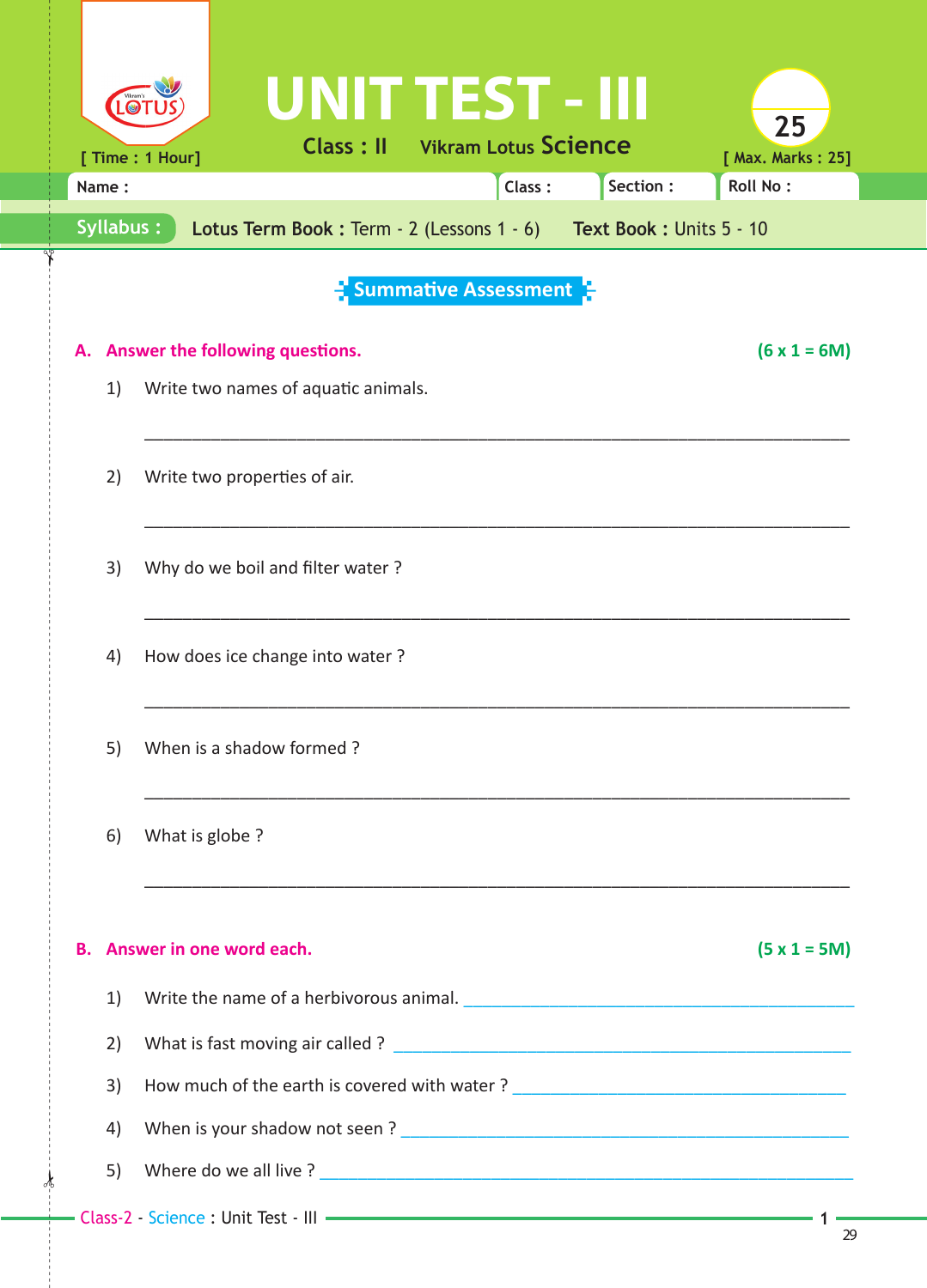# UNIT TEST - III

**Class : II** **Vikram Lotus Science**

[ Time : 1 Hour] [ Max. Marks : 25]

25

Name : ____ Class : ____ Section : ____ Roll No : ____

**Syllabus :** **Lotus Term Book :** Term - 2 (Lessons 1 - 6) **Text Book :** Units 5 - 10

## Summative Assessment

### A. Answer the following questions. (6 x 1 = 6M)

1) Write two names of aquatic animals.

______________________________________________

2) Write two properties of air.

______________________________________________

3) Why do we boil and filter water ?

______________________________________________

4) How does ice change into water ?

______________________________________________

5) When is a shadow formed ?

______________________________________________

6) What is globe ?

______________________________________________

### B. Answer in one word each. (5 x 1 = 5M)

1) Write the name of a herbivorous animal. ______________________

2) What is fast moving air called ? ______________________

3) How much of the earth is covered with water ? ______________________

4) When is your shadow not seen ? ______________________

5) Where do we all live ? ______________________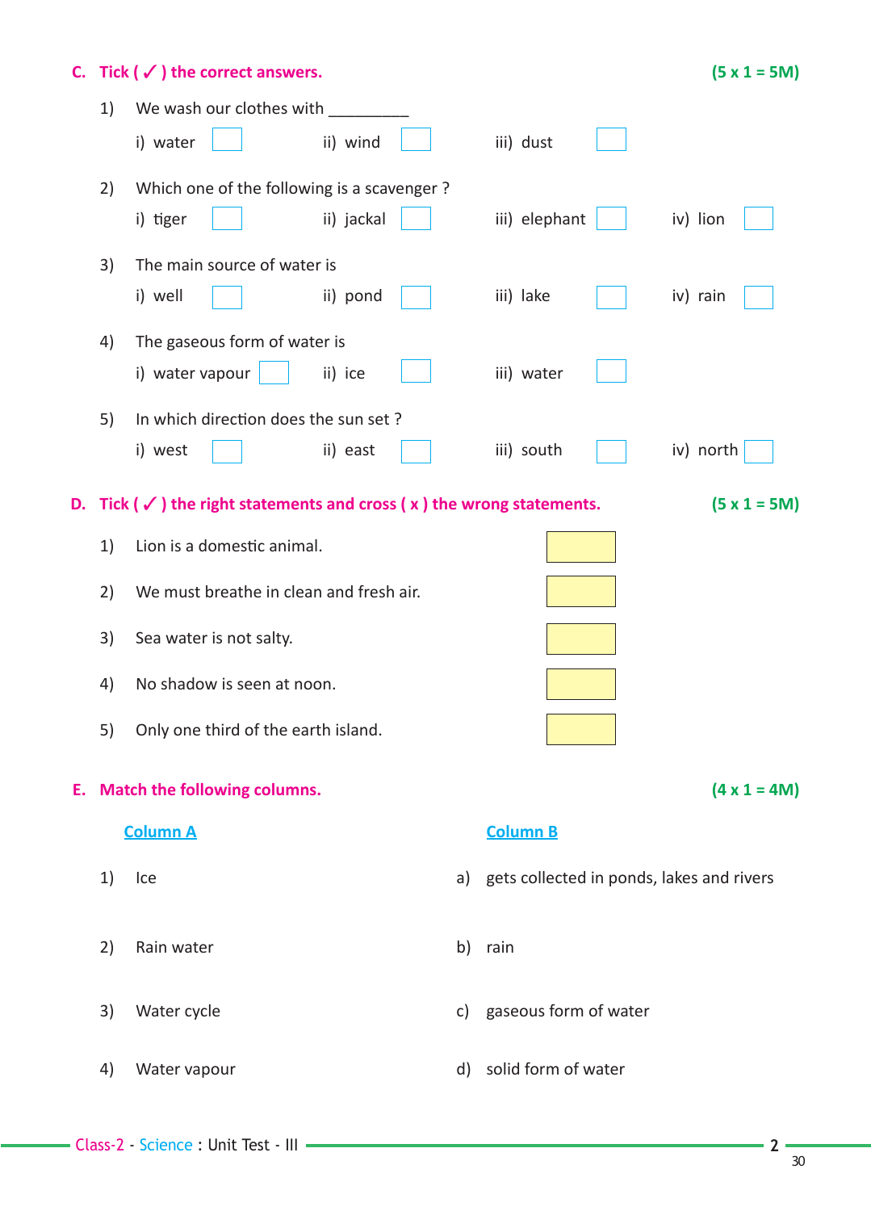**C. Tick ( ✓ ) the correct answers.** **(5 x 1 = 5M)**

1) We wash our clothes with _________

i) water ☐ ii) wind ☐ iii) dust ☐

2) Which one of the following is a scavenger ?

i) tiger ☐ ii) jackal ☐ iii) elephant ☐ iv) lion ☐

3) The main source of water is

i) well ☐ ii) pond ☐ iii) lake ☐ iv) rain ☐

4) The gaseous form of water is

i) water vapour ☐ ii) ice ☐ iii) water ☐

5) In which direction does the sun set ?

i) west ☐ ii) east ☐ iii) south ☐ iv) north ☐

**D. Tick ( ✓ ) the right statements and cross ( x ) the wrong statements.** **(5 x 1 = 5M)**

1) Lion is a domestic animal. ☐

2) We must breathe in clean and fresh air. ☐

3) Sea water is not salty. ☐

4) No shadow is seen at noon. ☐

5) Only one third of the earth island. ☐

**E. Match the following columns.** **(4 x 1 = 4M)**

| Column A | Column B |
|---|---|
| 1) Ice | a) gets collected in ponds, lakes and rivers |
| 2) Rain water | b) rain |
| 3) Water cycle | c) gaseous form of water |
| 4) Water vapour | d) solid form of water |